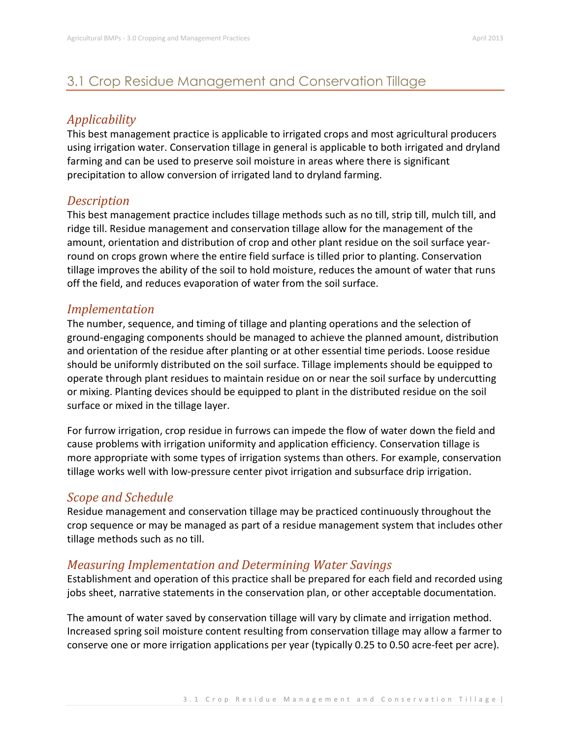# 3.1 Crop Residue Management and Conservation Tillage

## *Applicability*

This best management practice is applicable to irrigated crops and most agricultural producers using irrigation water. Conservation tillage in general is applicable to both irrigated and dryland farming and can be used to preserve soil moisture in areas where there is significant precipitation to allow conversion of irrigated land to dryland farming.

## *Description*

This best management practice includes tillage methods such as no till, strip till, mulch till, and ridge till. Residue management and conservation tillage allow for the management of the amount, orientation and distribution of crop and other plant residue on the soil surface year-round on crops grown where the entire field surface is tilled prior to planting. Conservation tillage improves the ability of the soil to hold moisture, reduces the amount of water that runs off the field, and reduces evaporation of water from the soil surface.

## *Implementation*

The number, sequence, and timing of tillage and planting operations and the selection of ground-engaging components should be managed to achieve the planned amount, distribution and orientation of the residue after planting or at other essential time periods. Loose residue should be uniformly distributed on the soil surface. Tillage implements should be equipped to operate through plant residues to maintain residue on or near the soil surface by undercutting or mixing. Planting devices should be equipped to plant in the distributed residue on the soil surface or mixed in the tillage layer.

For furrow irrigation, crop residue in furrows can impede the flow of water down the field and cause problems with irrigation uniformity and application efficiency. Conservation tillage is more appropriate with some types of irrigation systems than others. For example, conservation tillage works well with low-pressure center pivot irrigation and subsurface drip irrigation.

## *Scope and Schedule*

Residue management and conservation tillage may be practiced continuously throughout the crop sequence or may be managed as part of a residue management system that includes other tillage methods such as no till.

## *Measuring Implementation and Determining Water Savings*

Establishment and operation of this practice shall be prepared for each field and recorded using jobs sheet, narrative statements in the conservation plan, or other acceptable documentation.

The amount of water saved by conservation tillage will vary by climate and irrigation method. Increased spring soil moisture content resulting from conservation tillage may allow a farmer to conserve one or more irrigation applications per year (typically 0.25 to 0.50 acre-feet per acre).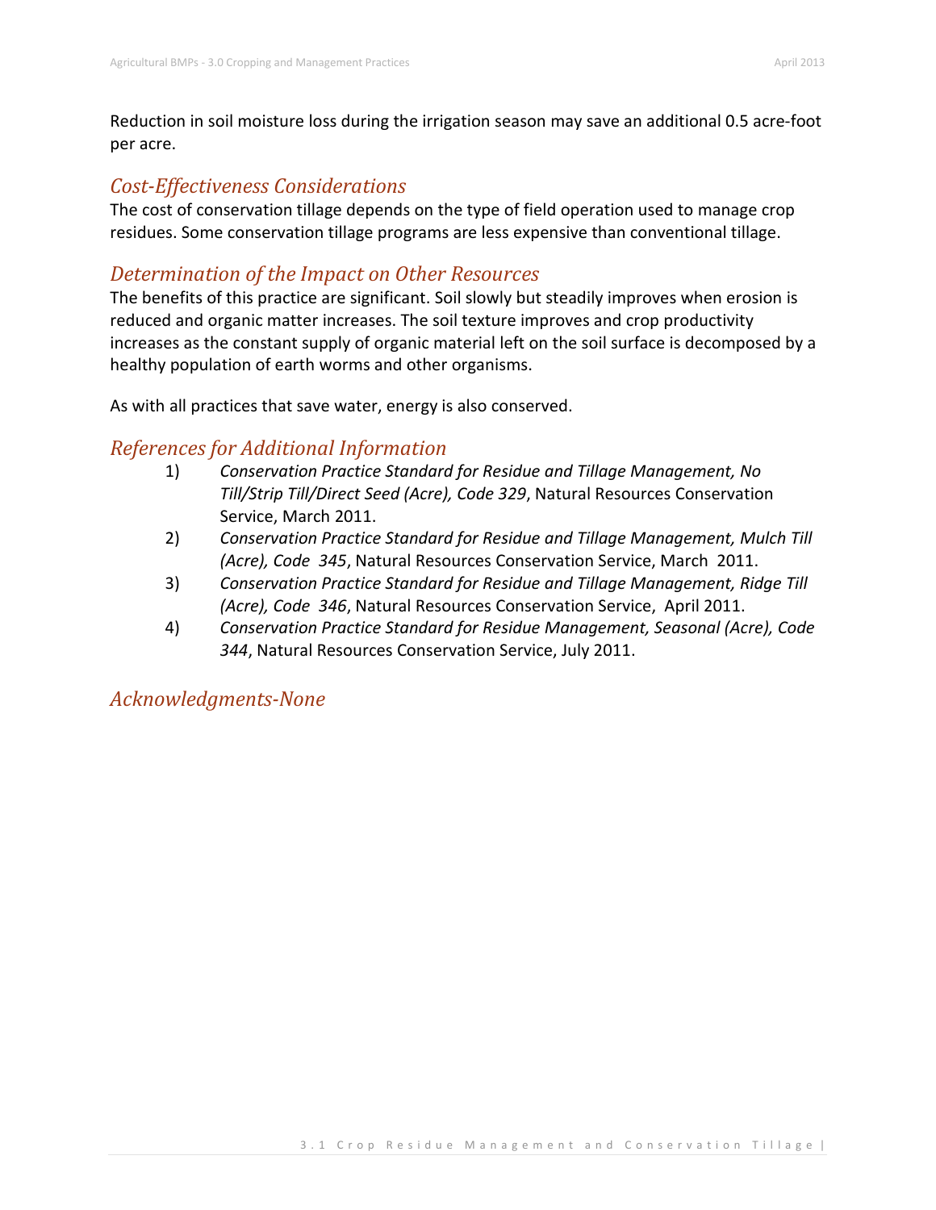Reduction in soil moisture loss during the irrigation season may save an additional 0.5 acre-foot per acre.

## *Cost-Effectiveness Considerations*

The cost of conservation tillage depends on the type of field operation used to manage crop residues. Some conservation tillage programs are less expensive than conventional tillage.

## *Determination of the Impact on Other Resources*

The benefits of this practice are significant. Soil slowly but steadily improves when erosion is reduced and organic matter increases. The soil texture improves and crop productivity increases as the constant supply of organic material left on the soil surface is decomposed by a healthy population of earth worms and other organisms.

As with all practices that save water, energy is also conserved.

## *References for Additional Information*

1) *Conservation Practice Standard for Residue and Tillage Management, No Till/Strip Till/Direct Seed (Acre), Code 329*, Natural Resources Conservation Service, March 2011.
2) *Conservation Practice Standard for Residue and Tillage Management, Mulch Till (Acre), Code 345*, Natural Resources Conservation Service, March 2011.
3) *Conservation Practice Standard for Residue and Tillage Management, Ridge Till (Acre), Code 346*, Natural Resources Conservation Service, April 2011.
4) *Conservation Practice Standard for Residue Management, Seasonal (Acre), Code 344*, Natural Resources Conservation Service, July 2011.

## *Acknowledgments-None*